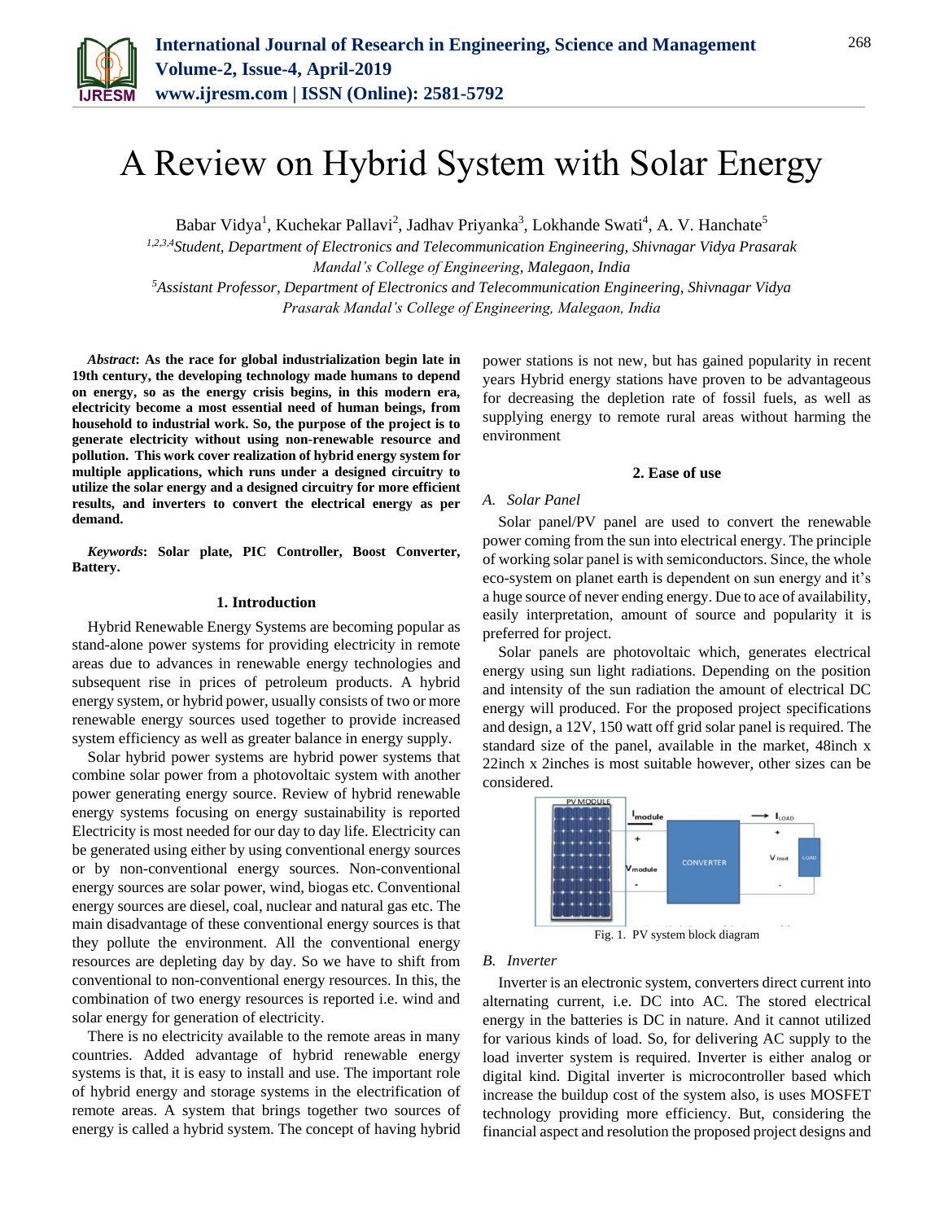# A Review on Hybrid System with Solar Energy

Babar Vidya[1], Kuchekar Pallavi[2], Jadhav Priyanka[3], Lokhande Swati[4], A. V. Hanchate[5]

[1,2,3,4]Student, Department of Electronics and Telecommunication Engineering, Shivnagar Vidya Prasarak Mandal's College of Engineering, Malegaon, India

[5]Assistant Professor, Department of Electronics and Telecommunication Engineering, Shivnagar Vidya Prasarak Mandal's College of Engineering, Malegaon, India

***Abstract*: As the race for global industrialization begin late in 19th century, the developing technology made humans to depend on energy, so as the energy crisis begins, in this modern era, electricity become a most essential need of human beings, from household to industrial work. So, the purpose of the project is to generate electricity without using non-renewable resource and pollution. This work cover realization of hybrid energy system for multiple applications, which runs under a designed circuitry to utilize the solar energy and a designed circuitry for more efficient results, and inverters to convert the electrical energy as per demand.**

***Keywords*: Solar plate, PIC Controller, Boost Converter, Battery.**

## 1. Introduction

Hybrid Renewable Energy Systems are becoming popular as stand-alone power systems for providing electricity in remote areas due to advances in renewable energy technologies and subsequent rise in prices of petroleum products. A hybrid energy system, or hybrid power, usually consists of two or more renewable energy sources used together to provide increased system efficiency as well as greater balance in energy supply.

Solar hybrid power systems are hybrid power systems that combine solar power from a photovoltaic system with another power generating energy source. Review of hybrid renewable energy systems focusing on energy sustainability is reported Electricity is most needed for our day to day life. Electricity can be generated using either by using conventional energy sources or by non-conventional energy sources. Non-conventional energy sources are solar power, wind, biogas etc. Conventional energy sources are diesel, coal, nuclear and natural gas etc. The main disadvantage of these conventional energy sources is that they pollute the environment. All the conventional energy resources are depleting day by day. So we have to shift from conventional to non-conventional energy resources. In this, the combination of two energy resources is reported i.e. wind and solar energy for generation of electricity.

There is no electricity available to the remote areas in many countries. Added advantage of hybrid renewable energy systems is that, it is easy to install and use. The important role of hybrid energy and storage systems in the electrification of remote areas. A system that brings together two sources of energy is called a hybrid system. The concept of having hybrid power stations is not new, but has gained popularity in recent years Hybrid energy stations have proven to be advantageous for decreasing the depletion rate of fossil fuels, as well as supplying energy to remote rural areas without harming the environment

## 2. Ease of use

### A. Solar Panel

Solar panel/PV panel are used to convert the renewable power coming from the sun into electrical energy. The principle of working solar panel is with semiconductors. Since, the whole eco-system on planet earth is dependent on sun energy and it's a huge source of never ending energy. Due to ace of availability, easily interpretation, amount of source and popularity it is preferred for project.

Solar panels are photovoltaic which, generates electrical energy using sun light radiations. Depending on the position and intensity of the sun radiation the amount of electrical DC energy will produced. For the proposed project specifications and design, a 12V, 150 watt off grid solar panel is required. The standard size of the panel, available in the market, 48inch x 22inch x 2inches is most suitable however, other sizes can be considered.

Fig. 1. PV system block diagram

### B. Inverter

Inverter is an electronic system, converters direct current into alternating current, i.e. DC into AC. The stored electrical energy in the batteries is DC in nature. And it cannot utilized for various kinds of load. So, for delivering AC supply to the load inverter system is required. Inverter is either analog or digital kind. Digital inverter is microcontroller based which increase the buildup cost of the system also, is uses MOSFET technology providing more efficiency. But, considering the financial aspect and resolution the proposed project designs and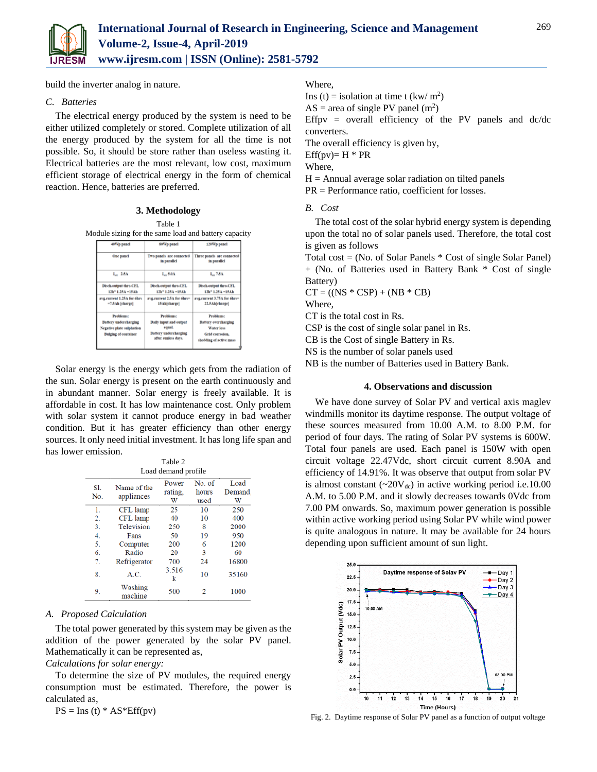build the inverter analog in nature.

### C. Batteries

The electrical energy produced by the system is need to be either utilized completely or stored. Complete utilization of all the energy produced by the system for all the time is not possible. So, it should be store rather than useless wasting it. Electrical batteries are the most relevant, low cost, maximum efficient storage of electrical energy in the form of chemical reaction. Hence, batteries are preferred.

## 3. Methodology

Table 1
Module sizing for the same load and battery capacity

| 40Wp panel | 80Wp panel | 120Wp panel |
|---|---|---|
| One panel | Two panels are connected in parallel | Three panels are connected in parallel |
| $I_{sc}$ 2.5A | $I_{sc}$ 5.0A | $I_{sc}$ 7.5A |
| Disch.output thro.CFL 12h* 1.25A =15Ah | Disch.output thro.CFL 12h* 1.25A =15Ah | Disch.output thro.CFL 12h* 1.25A =15Ah |
| avg.current 1.25A for 6hrs =7.5Ah [charge] | avg.current 2.5A for 6hrs= 15Ah[charge] | avg.current 3.75A for 6hrs= 22.5Ah[charge] |
| Problems: Battery undercharging Negative plate sulphation Bulging of container | Problems: Daily input and output equal. Battery undercharging after sunless days. | Problems: Battery overcharging Water loss Grid corrosion, shedding of active mass |

Solar energy is the energy which gets from the radiation of the sun. Solar energy is present on the earth continuously and in abundant manner. Solar energy is freely available. It is affordable in cost. It has low maintenance cost. Only problem with solar system it cannot produce energy in bad weather condition. But it has greater efficiency than other energy sources. It only need initial investment. It has long life span and has lower emission.

Table 2
Load demand profile

| Sl. No. | Name of the appliances | Power rating, W | No. of hours used | Load Demand W |
|---|---|---|---|---|
| 1. | CFL lamp | 25 | 10 | 250 |
| 2. | CFL lamp | 40 | 10 | 400 |
| 3. | Television | 250 | 8 | 2000 |
| 4. | Fans | 50 | 19 | 950 |
| 5. | Computer | 200 | 6 | 1200 |
| 6. | Radio | 20 | 3 | 60 |
| 7. | Refrigerator | 700 | 24 | 16800 |
| 8. | A.C. | 3.516 k | 10 | 35160 |
| 9. | Washing machine | 500 | 2 | 1000 |

### A. Proposed Calculation

The total power generated by this system may be given as the addition of the power generated by the solar PV panel. Mathematically it can be represented as,

*Calculations for solar energy:*

To determine the size of PV modules, the required energy consumption must be estimated. Therefore, the power is calculated as,

$$PS = Ins(t) * AS * Eff(pv)$$

Where,
Ins (t) = isolation at time t (kw/ $m^2$)
AS = area of single PV panel ($m^2$)
Effpv = overall efficiency of the PV panels and dc/dc converters.
The overall efficiency is given by,

$$Eff(pv) = H * PR$$

Where,
H = Annual average solar radiation on tilted panels
PR = Performance ratio, coefficient for losses.

### B. Cost

The total cost of the solar hybrid energy system is depending upon the total no of solar panels used. Therefore, the total cost is given as follows

Total cost = (No. of Solar Panels * Cost of single Solar Panel) + (No. of Batteries used in Battery Bank * Cost of single Battery)

$$CT = ((NS * CSP) + (NB * CB)$$

Where,
CT is the total cost in Rs.
CSP is the cost of single solar panel in Rs.
CB is the Cost of single Battery in Rs.
NS is the number of solar panels used
NB is the number of Batteries used in Battery Bank.

## 4. Observations and discussion

We have done survey of Solar PV and vertical axis maglev windmills monitor its daytime response. The output voltage of these sources measured from 10.00 A.M. to 8.00 P.M. for period of four days. The rating of Solar PV systems is 600W. Total four panels are used. Each panel is 150W with open circuit voltage 22.47Vdc, short circuit current 8.90A and efficiency of 14.91%. It was observe that output from solar PV is almost constant (~20$V_{dc}$) in active working period i.e.10.00 A.M. to 5.00 P.M. and it slowly decreases towards 0Vdc from 7.00 PM onwards. So, maximum power generation is possible within active working period using Solar PV while wind power is quite analogous in nature. It may be available for 24 hours depending upon sufficient amount of sun light.

Fig. 2. Daytime response of Solar PV panel as a function of output voltage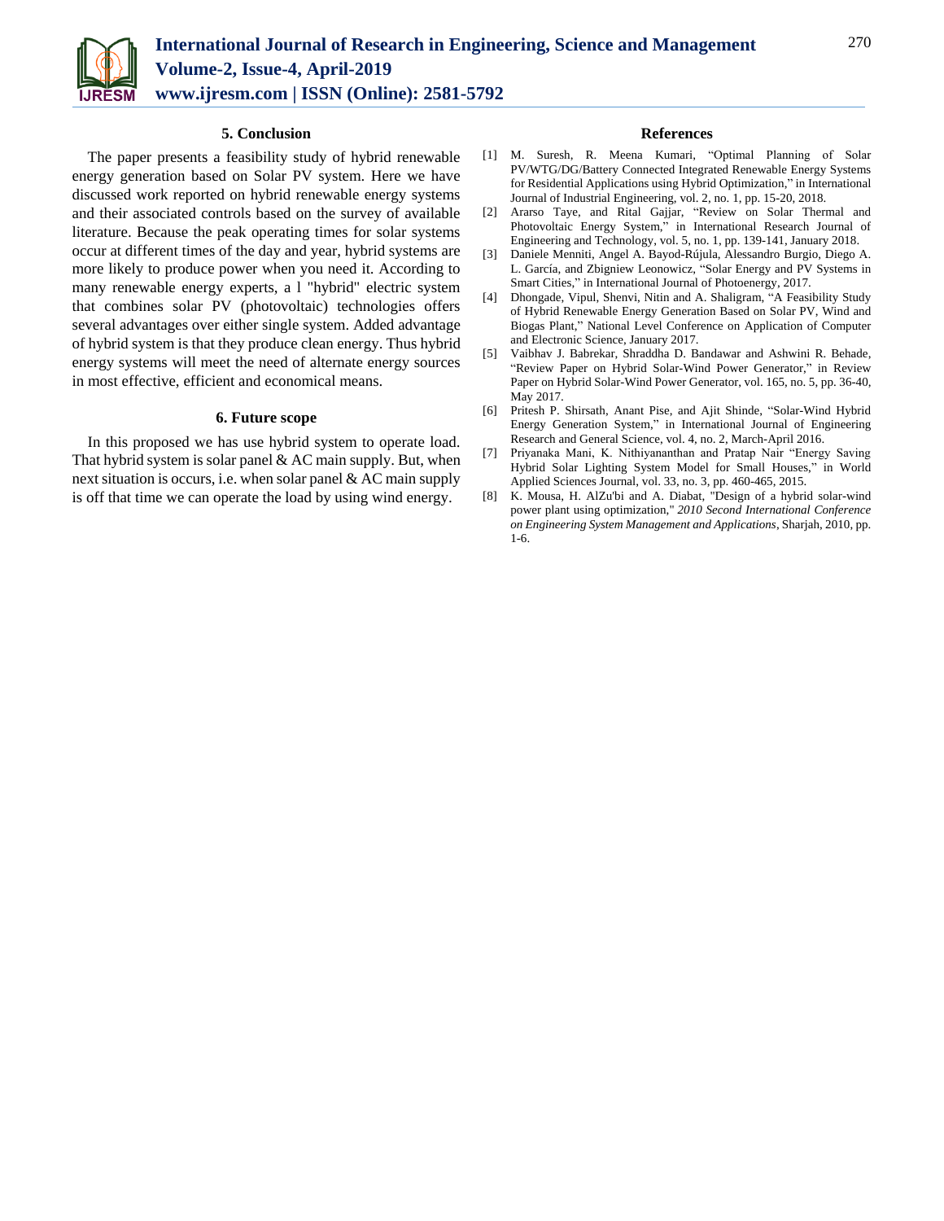## 5. Conclusion

The paper presents a feasibility study of hybrid renewable energy generation based on Solar PV system. Here we have discussed work reported on hybrid renewable energy systems and their associated controls based on the survey of available literature. Because the peak operating times for solar systems occur at different times of the day and year, hybrid systems are more likely to produce power when you need it. According to many renewable energy experts, a l "hybrid" electric system that combines solar PV (photovoltaic) technologies offers several advantages over either single system. Added advantage of hybrid system is that they produce clean energy. Thus hybrid energy systems will meet the need of alternate energy sources in most effective, efficient and economical means.

## 6. Future scope

In this proposed we has use hybrid system to operate load. That hybrid system is solar panel & AC main supply. But, when next situation is occurs, i.e. when solar panel & AC main supply is off that time we can operate the load by using wind energy.

## References

[1] M. Suresh, R. Meena Kumari, "Optimal Planning of Solar PV/WTG/DG/Battery Connected Integrated Renewable Energy Systems for Residential Applications using Hybrid Optimization," in International Journal of Industrial Engineering, vol. 2, no. 1, pp. 15-20, 2018.

[2] Ararso Taye, and Rital Gajjar, "Review on Solar Thermal and Photovoltaic Energy System," in International Research Journal of Engineering and Technology, vol. 5, no. 1, pp. 139-141, January 2018.

[3] Daniele Menniti, Angel A. Bayod-Rújula, Alessandro Burgio, Diego A. L. García, and Zbigniew Leonowicz, "Solar Energy and PV Systems in Smart Cities," in International Journal of Photoenergy, 2017.

[4] Dhongade, Vipul, Shenvi, Nitin and A. Shaligram, "A Feasibility Study of Hybrid Renewable Energy Generation Based on Solar PV, Wind and Biogas Plant," National Level Conference on Application of Computer and Electronic Science, January 2017.

[5] Vaibhav J. Babrekar, Shraddha D. Bandawar and Ashwini R. Behade, "Review Paper on Hybrid Solar-Wind Power Generator," in Review Paper on Hybrid Solar-Wind Power Generator, vol. 165, no. 5, pp. 36-40, May 2017.

[6] Pritesh P. Shirsath, Anant Pise, and Ajit Shinde, "Solar-Wind Hybrid Energy Generation System," in International Journal of Engineering Research and General Science, vol. 4, no. 2, March-April 2016.

[7] Priyanaka Mani, K. Nithiyananthan and Pratap Nair "Energy Saving Hybrid Solar Lighting System Model for Small Houses," in World Applied Sciences Journal, vol. 33, no. 3, pp. 460-465, 2015.

[8] K. Mousa, H. AlZu'bi and A. Diabat, "Design of a hybrid solar-wind power plant using optimization," *2010 Second International Conference on Engineering System Management and Applications*, Sharjah, 2010, pp. 1-6.